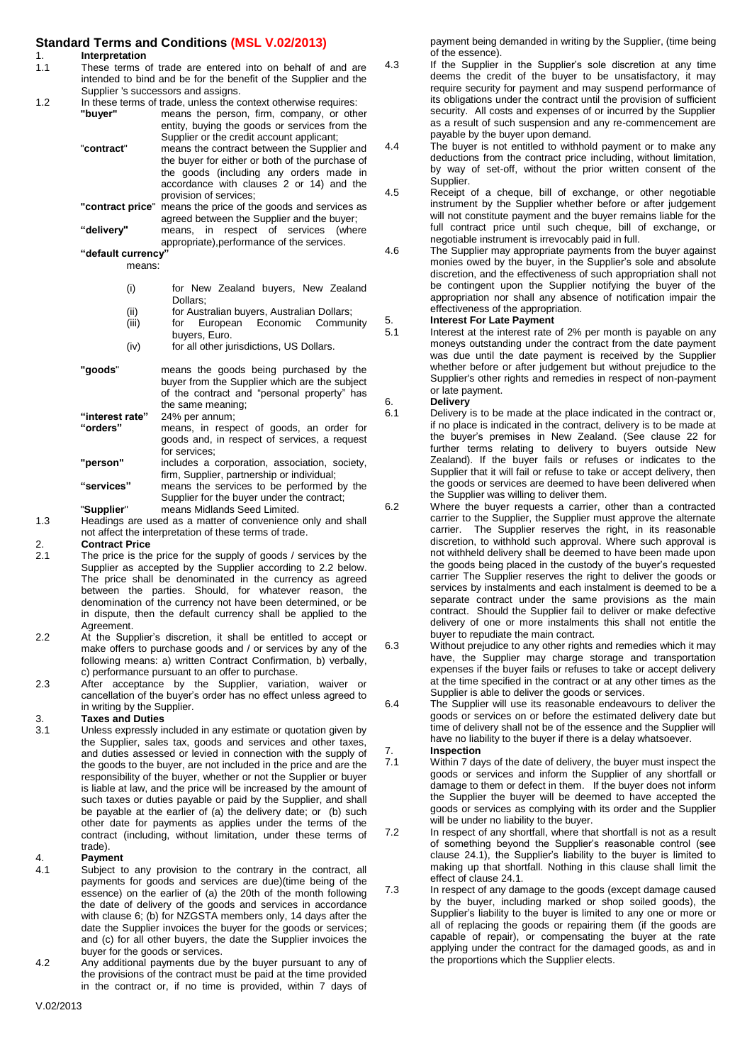# Standard Terms and Conditions (MSL V.02/2013)

## 1. Interpretation

1.1 These terms of trade are entered into on behalf of and are intended to bind and be for the benefit of the Supplier and the Supplier 's successors and assigns.

1.2 In these terms of trade, unless the context otherwise requires:

**"buyer"** means the person, firm, company, or other entity, buying the goods or services from the Supplier or the credit account applicant;

"**contract**" means the contract between the Supplier and the buyer for either or both of the purchase of the goods (including any orders made in accordance with clauses 2 or 14) and the provision of services;

**"contract price**" means the price of the goods and services as agreed between the Supplier and the buyer;

**"delivery"** means, in respect of services (where appropriate),performance of the services.

**"default currency"** means:

- (i) for New Zealand buyers, New Zealand Dollars;
- (ii) for Australian buyers, Australian Dollars;
- (iii) for European Economic Community buyers, Euro.
- (iv) for all other jurisdictions, US Dollars.

**"goods**" means the goods being purchased by the buyer from the Supplier which are the subject of the contract and "personal property" has the same meaning;

**"interest rate"** 24% per annum;

**"orders"** means, in respect of goods, an order for goods and, in respect of services, a request for services;

**"person"** includes a corporation, association, society, firm, Supplier, partnership or individual;

**"services"** means the services to be performed by the Supplier for the buyer under the contract;

"**Supplier**" means Midlands Seed Limited.

1.3 Headings are used as a matter of convenience only and shall not affect the interpretation of these terms of trade.

## 2. Contract Price

2.1 The price is the price for the supply of goods / services by the Supplier as accepted by the Supplier according to 2.2 below. The price shall be denominated in the currency as agreed between the parties. Should, for whatever reason, the denomination of the currency not have been determined, or be in dispute, then the default currency shall be applied to the Agreement.

2.2 At the Supplier's discretion, it shall be entitled to accept or make offers to purchase goods and / or services by any of the following means: a) written Contract Confirmation, b) verbally, c) performance pursuant to an offer to purchase.

2.3 After acceptance by the Supplier, variation, waiver or cancellation of the buyer's order has no effect unless agreed to in writing by the Supplier.

## 3. Taxes and Duties

3.1 Unless expressly included in any estimate or quotation given by the Supplier, sales tax, goods and services and other taxes, and duties assessed or levied in connection with the supply of the goods to the buyer, are not included in the price and are the responsibility of the buyer, whether or not the Supplier or buyer is liable at law, and the price will be increased by the amount of such taxes or duties payable or paid by the Supplier, and shall be payable at the earlier of (a) the delivery date; or (b) such other date for payments as applies under the terms of the contract (including, without limitation, under these terms of trade).

## 4. Payment

4.1 Subject to any provision to the contrary in the contract, all payments for goods and services are due)(time being of the essence) on the earlier of (a) the 20th of the month following the date of delivery of the goods and services in accordance with clause 6; (b) for NZGSTA members only, 14 days after the date the Supplier invoices the buyer for the goods or services; and (c) for all other buyers, the date the Supplier invoices the buyer for the goods or services.

4.2 Any additional payments due by the buyer pursuant to any of the provisions of the contract must be paid at the time provided in the contract or, if no time is provided, within 7 days of payment being demanded in writing by the Supplier, (time being of the essence).

4.3 If the Supplier in the Supplier's sole discretion at any time deems the credit of the buyer to be unsatisfactory, it may require security for payment and may suspend performance of its obligations under the contract until the provision of sufficient security. All costs and expenses of or incurred by the Supplier as a result of such suspension and any re-commencement are payable by the buyer upon demand.

4.4 The buyer is not entitled to withhold payment or to make any deductions from the contract price including, without limitation, by way of set-off, without the prior written consent of the Supplier.

4.5 Receipt of a cheque, bill of exchange, or other negotiable instrument by the Supplier whether before or after judgement will not constitute payment and the buyer remains liable for the full contract price until such cheque, bill of exchange, or negotiable instrument is irrevocably paid in full.

4.6 The Supplier may appropriate payments from the buyer against monies owed by the buyer, in the Supplier's sole and absolute discretion, and the effectiveness of such appropriation shall not be contingent upon the Supplier notifying the buyer of the appropriation nor shall any absence of notification impair the effectiveness of the appropriation.

## 5. Interest For Late Payment

5.1 Interest at the interest rate of 2% per month is payable on any moneys outstanding under the contract from the date payment was due until the date payment is received by the Supplier whether before or after judgement but without prejudice to the Supplier's other rights and remedies in respect of non-payment or late payment.

## 6. Delivery

6.1 Delivery is to be made at the place indicated in the contract or, if no place is indicated in the contract, delivery is to be made at the buyer's premises in New Zealand. (See clause 22 for further terms relating to delivery to buyers outside New Zealand). If the buyer fails or refuses or indicates to the Supplier that it will fail or refuse to take or accept delivery, then the goods or services are deemed to have been delivered when the Supplier was willing to deliver them.

6.2 Where the buyer requests a carrier, other than a contracted carrier to the Supplier, the Supplier must approve the alternate carrier. The Supplier reserves the right, in its reasonable discretion, to withhold such approval. Where such approval is not withheld delivery shall be deemed to have been made upon the goods being placed in the custody of the buyer's requested carrier The Supplier reserves the right to deliver the goods or services by instalments and each instalment is deemed to be a separate contract under the same provisions as the main contract. Should the Supplier fail to deliver or make defective delivery of one or more instalments this shall not entitle the buyer to repudiate the main contract.

6.3 Without prejudice to any other rights and remedies which it may have, the Supplier may charge storage and transportation expenses if the buyer fails or refuses to take or accept delivery at the time specified in the contract or at any other times as the Supplier is able to deliver the goods or services.

6.4 The Supplier will use its reasonable endeavours to deliver the goods or services on or before the estimated delivery date but time of delivery shall not be of the essence and the Supplier will have no liability to the buyer if there is a delay whatsoever.

## 7. Inspection

7.1 Within 7 days of the date of delivery, the buyer must inspect the goods or services and inform the Supplier of any shortfall or damage to them or defect in them. If the buyer does not inform the Supplier the buyer will be deemed to have accepted the goods or services as complying with its order and the Supplier will be under no liability to the buyer.

7.2 In respect of any shortfall, where that shortfall is not as a result of something beyond the Supplier's reasonable control (see clause 24.1), the Supplier's liability to the buyer is limited to making up that shortfall. Nothing in this clause shall limit the effect of clause 24.1.

7.3 In respect of any damage to the goods (except damage caused by the buyer, including marked or shop soiled goods), the Supplier's liability to the buyer is limited to any one or more or all of replacing the goods or repairing them (if the goods are capable of repair), or compensating the buyer at the rate applying under the contract for the damaged goods, as and in the proportions which the Supplier elects.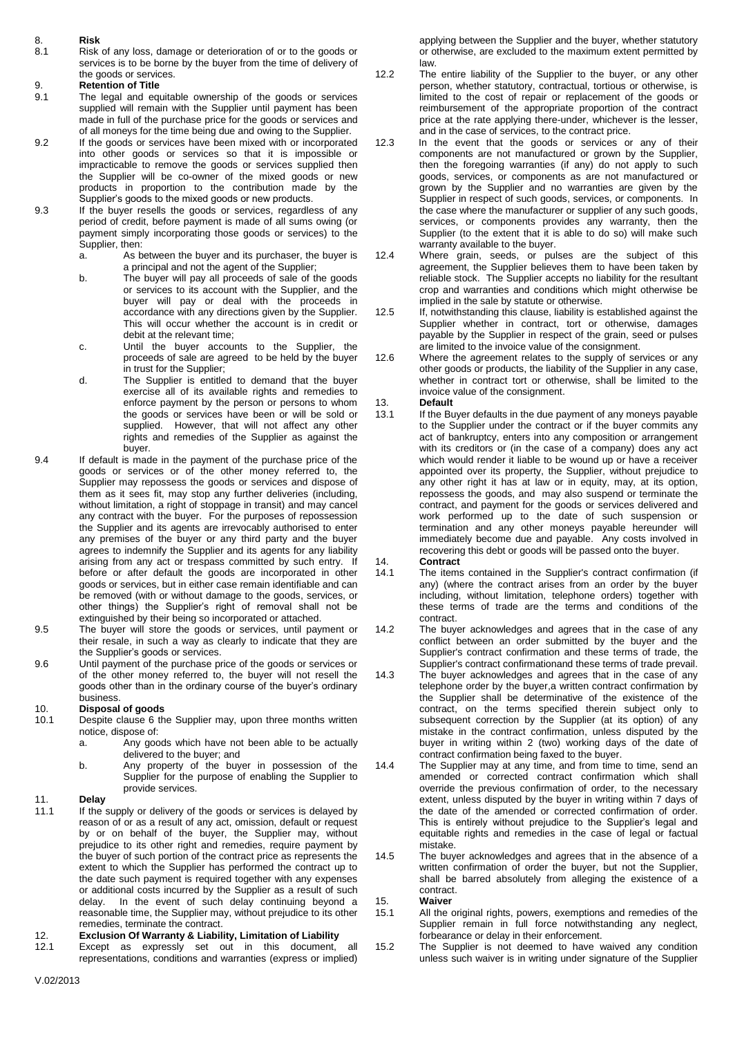## 8. Risk

8.1 Risk of any loss, damage or deterioration of or to the goods or services is to be borne by the buyer from the time of delivery of the goods or services.

## 9. Retention of Title

9.1 The legal and equitable ownership of the goods or services supplied will remain with the Supplier until payment has been made in full of the purchase price for the goods or services and of all moneys for the time being due and owing to the Supplier.

9.2 If the goods or services have been mixed with or incorporated into other goods or services so that it is impossible or impracticable to remove the goods or services supplied then the Supplier will be co-owner of the mixed goods or new products in proportion to the contribution made by the Supplier's goods to the mixed goods or new products.

9.3 If the buyer resells the goods or services, regardless of any period of credit, before payment is made of all sums owing (or payment simply incorporating those goods or services) to the Supplier, then:

a. As between the buyer and its purchaser, the buyer is a principal and not the agent of the Supplier;

b. The buyer will pay all proceeds of sale of the goods or services to its account with the Supplier, and the buyer will pay or deal with the proceeds in accordance with any directions given by the Supplier. This will occur whether the account is in credit or debit at the relevant time;

c. Until the buyer accounts to the Supplier, the proceeds of sale are agreed to be held by the buyer in trust for the Supplier;

d. The Supplier is entitled to demand that the buyer exercise all of its available rights and remedies to enforce payment by the person or persons to whom the goods or services have been or will be sold or supplied. However, that will not affect any other rights and remedies of the Supplier as against the buyer.

9.4 If default is made in the payment of the purchase price of the goods or services or of the other money referred to, the Supplier may repossess the goods or services and dispose of them as it sees fit, may stop any further deliveries (including, without limitation, a right of stoppage in transit) and may cancel any contract with the buyer. For the purposes of repossession the Supplier and its agents are irrevocably authorised to enter any premises of the buyer or any third party and the buyer agrees to indemnify the Supplier and its agents for any liability arising from any act or trespass committed by such entry. If before or after default the goods are incorporated in other goods or services, but in either case remain identifiable and can be removed (with or without damage to the goods, services, or other things) the Supplier's right of removal shall not be extinguished by their being so incorporated or attached.

9.5 The buyer will store the goods or services, until payment or their resale, in such a way as clearly to indicate that they are the Supplier's goods or services.

9.6 Until payment of the purchase price of the goods or services or of the other money referred to, the buyer will not resell the goods other than in the ordinary course of the buyer's ordinary business.

## 10. Disposal of goods

10.1 Despite clause 6 the Supplier may, upon three months written notice, dispose of:

a. Any goods which have not been able to be actually delivered to the buyer; and

b. Any property of the buyer in possession of the Supplier for the purpose of enabling the Supplier to provide services.

## 11. Delay

11.1 If the supply or delivery of the goods or services is delayed by reason of or as a result of any act, omission, default or request by or on behalf of the buyer, the Supplier may, without prejudice to its other right and remedies, require payment by the buyer of such portion of the contract price as represents the extent to which the Supplier has performed the contract up to the date such payment is required together with any expenses or additional costs incurred by the Supplier as a result of such delay. In the event of such delay continuing beyond a reasonable time, the Supplier may, without prejudice to its other remedies, terminate the contract.

## 12. Exclusion Of Warranty & Liability, Limitation of Liability

12.1 Except as expressly set out in this document, all representations, conditions and warranties (express or implied) applying between the Supplier and the buyer, whether statutory or otherwise, are excluded to the maximum extent permitted by law.

12.2 The entire liability of the Supplier to the buyer, or any other person, whether statutory, contractual, tortious or otherwise, is limited to the cost of repair or replacement of the goods or reimbursement of the appropriate proportion of the contract price at the rate applying there-under, whichever is the lesser, and in the case of services, to the contract price.

12.3 In the event that the goods or services or any of their components are not manufactured or grown by the Supplier, then the foregoing warranties (if any) do not apply to such goods, services, or components as are not manufactured or grown by the Supplier and no warranties are given by the Supplier in respect of such goods, services, or components. In the case where the manufacturer or supplier of any such goods, services, or components provides any warranty, then the Supplier (to the extent that it is able to do so) will make such warranty available to the buyer.

12.4 Where grain, seeds, or pulses are the subject of this agreement, the Supplier believes them to have been taken by reliable stock. The Supplier accepts no liability for the resultant crop and warranties and conditions which might otherwise be implied in the sale by statute or otherwise.

12.5 If, notwithstanding this clause, liability is established against the Supplier whether in contract, tort or otherwise, damages payable by the Supplier in respect of the grain, seed or pulses are limited to the invoice value of the consignment.

12.6 Where the agreement relates to the supply of services or any other goods or products, the liability of the Supplier in any case, whether in contract tort or otherwise, shall be limited to the invoice value of the consignment.

## 13. Default

13.1 If the Buyer defaults in the due payment of any moneys payable to the Supplier under the contract or if the buyer commits any act of bankruptcy, enters into any composition or arrangement with its creditors or (in the case of a company) does any act which would render it liable to be wound up or have a receiver appointed over its property, the Supplier, without prejudice to any other right it has at law or in equity, may, at its option, repossess the goods, and may also suspend or terminate the contract, and payment for the goods or services delivered and work performed up to the date of such suspension or termination and any other moneys payable hereunder will immediately become due and payable. Any costs involved in recovering this debt or goods will be passed onto the buyer.

## 14. Contract

14.1 The items contained in the Supplier's contract confirmation (if any) (where the contract arises from an order by the buyer including, without limitation, telephone orders) together with these terms of trade are the terms and conditions of the contract.

14.2 The buyer acknowledges and agrees that in the case of any conflict between an order submitted by the buyer and the Supplier's contract confirmation and these terms of trade, the Supplier's contract confirmationand these terms of trade prevail.

14.3 The buyer acknowledges and agrees that in the case of any telephone order by the buyer,a written contract confirmation by the Supplier shall be determinative of the existence of the contract, on the terms specified therein subject only to subsequent correction by the Supplier (at its option) of any mistake in the contract confirmation, unless disputed by the buyer in writing within 2 (two) working days of the date of contract confirmation being faxed to the buyer.

14.4 The Supplier may at any time, and from time to time, send an amended or corrected contract confirmation which shall override the previous confirmation of order, to the necessary extent, unless disputed by the buyer in writing within 7 days of the date of the amended or corrected confirmation of order. This is entirely without prejudice to the Supplier's legal and equitable rights and remedies in the case of legal or factual mistake.

14.5 The buyer acknowledges and agrees that in the absence of a written confirmation of order the buyer, but not the Supplier, shall be barred absolutely from alleging the existence of a contract.

## 15. Waiver

15.1 All the original rights, powers, exemptions and remedies of the Supplier remain in full force notwithstanding any neglect, forbearance or delay in their enforcement.

15.2 The Supplier is not deemed to have waived any condition unless such waiver is in writing under signature of the Supplier

V.02/2013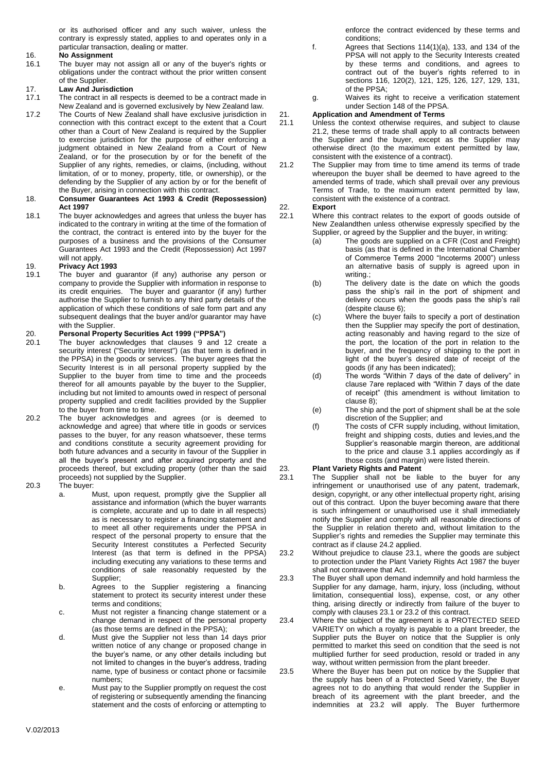or its authorised officer and any such waiver, unless the contrary is expressly stated, applies to and operates only in a particular transaction, dealing or matter.

**16. No Assignment**

16.1 The buyer may not assign all or any of the buyer's rights or obligations under the contract without the prior written consent of the Supplier.

**17. Law And Jurisdiction**

17.1 The contract in all respects is deemed to be a contract made in New Zealand and is governed exclusively by New Zealand law.

17.2 The Courts of New Zealand shall have exclusive jurisdiction in connection with this contract except to the extent that a Court other than a Court of New Zealand is required by the Supplier to exercise jurisdiction for the purpose of either enforcing a judgment obtained in New Zealand from a Court of New Zealand, or for the prosecution by or for the benefit of the Supplier of any rights, remedies, or claims, (including, without limitation, of or to money, property, title, or ownership), or the defending by the Supplier of any action by or for the benefit of the Buyer, arising in connection with this contract.

**18. Consumer Guarantees Act 1993 & Credit (Repossession) Act 1997**

18.1 The buyer acknowledges and agrees that unless the buyer has indicated to the contrary in writing at the time of the formation of the contract, the contract is entered into by the buyer for the purposes of a business and the provisions of the Consumer Guarantees Act 1993 and the Credit (Repossession) Act 1997 will not apply.

**19. Privacy Act 1993**

19.1 The buyer and guarantor (if any) authorise any person or company to provide the Supplier with information in response to its credit enquiries. The buyer and guarantor (if any) further authorise the Supplier to furnish to any third party details of the application of which these conditions of sale form part and any subsequent dealings that the buyer and/or guarantor may have with the Supplier.

**20. Personal Property Securities Act 1999 ("PPSA")**

20.1 The buyer acknowledges that clauses 9 and 12 create a security interest ("Security Interest") (as that term is defined in the PPSA) in the goods or services. The buyer agrees that the Security Interest is in all personal property supplied by the Supplier to the buyer from time to time and the proceeds thereof for all amounts payable by the buyer to the Supplier, including but not limited to amounts owed in respect of personal property supplied and credit facilities provided by the Supplier to the buyer from time to time.

20.2 The buyer acknowledges and agrees (or is deemed to acknowledge and agree) that where title in goods or services passes to the buyer, for any reason whatsoever, these terms and conditions constitute a security agreement providing for both future advances and a security in favour of the Supplier in all the buyer's present and after acquired property and the proceeds thereof, but excluding property (other than the said proceeds) not supplied by the Supplier.

20.3 The buyer:

a. Must, upon request, promptly give the Supplier all assistance and information (which the buyer warrants is complete, accurate and up to date in all respects) as is necessary to register a financing statement and to meet all other requirements under the PPSA in respect of the personal property to ensure that the Security Interest constitutes a Perfected Security Interest (as that term is defined in the PPSA) including executing any variations to these terms and conditions of sale reasonably requested by the Supplier;

b. Agrees to the Supplier registering a financing statement to protect its security interest under these terms and conditions;

c. Must not register a financing change statement or a change demand in respect of the personal property (as those terms are defined in the PPSA);

d. Must give the Supplier not less than 14 days prior written notice of any change or proposed change in the buyer's name, or any other details including but not limited to changes in the buyer's address, trading name, type of business or contact phone or facsimile numbers;

e. Must pay to the Supplier promptly on request the cost of registering or subsequently amending the financing statement and the costs of enforcing or attempting to enforce the contract evidenced by these terms and conditions;

f. Agrees that Sections 114(1)(a), 133, and 134 of the PPSA will not apply to the Security Interests created by these terms and conditions, and agrees to contract out of the buyer's rights referred to in sections 116, 120(2), 121, 125, 126, 127, 129, 131, of the PPSA;

g. Waives its right to receive a verification statement under Section 148 of the PPSA.

**21. Application and Amendment of Terms**

21.1 Unless the context otherwise requires, and subject to clause 21.2, these terms of trade shall apply to all contracts between the Supplier and the buyer, except as the Supplier may otherwise direct (to the maximum extent permitted by law, consistent with the existence of a contract).

21.2 The Supplier may from time to time amend its terms of trade whereupon the buyer shall be deemed to have agreed to the amended terms of trade, which shall prevail over any previous Terms of Trade, to the maximum extent permitted by law, consistent with the existence of a contract.

**22. Export**

22.1 Where this contract relates to the export of goods outside of New Zealandthen unless otherwise expressly specified by the Supplier, or agreed by the Supplier and the buyer, in writing:

(a) The goods are supplied on a CFR (Cost and Freight) basis (as that is defined in the International Chamber of Commerce Terms 2000 "Incoterms 2000") unless an alternative basis of supply is agreed upon in writing.;

(b) The delivery date is the date on which the goods pass the ship's rail in the port of shipment and delivery occurs when the goods pass the ship's rail (despite clause 6);

(c) Where the buyer fails to specify a port of destination then the Supplier may specify the port of destination, acting reasonably and having regard to the size of the port, the location of the port in relation to the buyer, and the frequency of shipping to the port in light of the buyer's desired date of receipt of the goods (if any has been indicated);

(d) The words "Within 7 days of the date of delivery" in clause 7are replaced with "Within 7 days of the date of receipt" (this amendment is without limitation to clause 8);

(e) The ship and the port of shipment shall be at the sole discretion of the Supplier; and

(f) The costs of CFR supply including, without limitation, freight and shipping costs, duties and levies,and the Supplier's reasonable margin thereon, are additional to the price and clause 3.1 applies accordingly as if those costs (and margin) were listed therein.

**23. Plant Variety Rights and Patent**

23.1 The Supplier shall not be liable to the buyer for any infringement or unauthorised use of any patent, trademark, design, copyright, or any other intellectual property right, arising out of this contract. Upon the buyer becoming aware that there is such infringement or unauthorised use it shall immediately notify the Supplier and comply with all reasonable directions of the Supplier in relation thereto and, without limitation to the Supplier's rights and remedies the Supplier may terminate this contract as if clause 24.2 applied.

23.2 Without prejudice to clause 23.1, where the goods are subject to protection under the Plant Variety Rights Act 1987 the buyer shall not contravene that Act.

23.3 The Buyer shall upon demand indemnify and hold harmless the Supplier for any damage, harm, injury, loss (including, without limitation, consequential loss), expense, cost, or any other thing, arising directly or indirectly from failure of the buyer to comply with clauses 23.1 or 23.2 of this contract.

23.4 Where the subject of the agreement is a PROTECTED SEED VARIETY on which a royalty is payable to a plant breeder, the Supplier puts the Buyer on notice that the Supplier is only permitted to market this seed on condition that the seed is not multiplied further for seed production, resold or traded in any way, without written permission from the plant breeder.

23.5 Where the Buyer has been put on notice by the Supplier that the supply has been of a Protected Seed Variety, the Buyer agrees not to do anything that would render the Supplier in breach of its agreement with the plant breeder, and the indemnities at 23.2 will apply. The Buyer furthermore

V.02/2013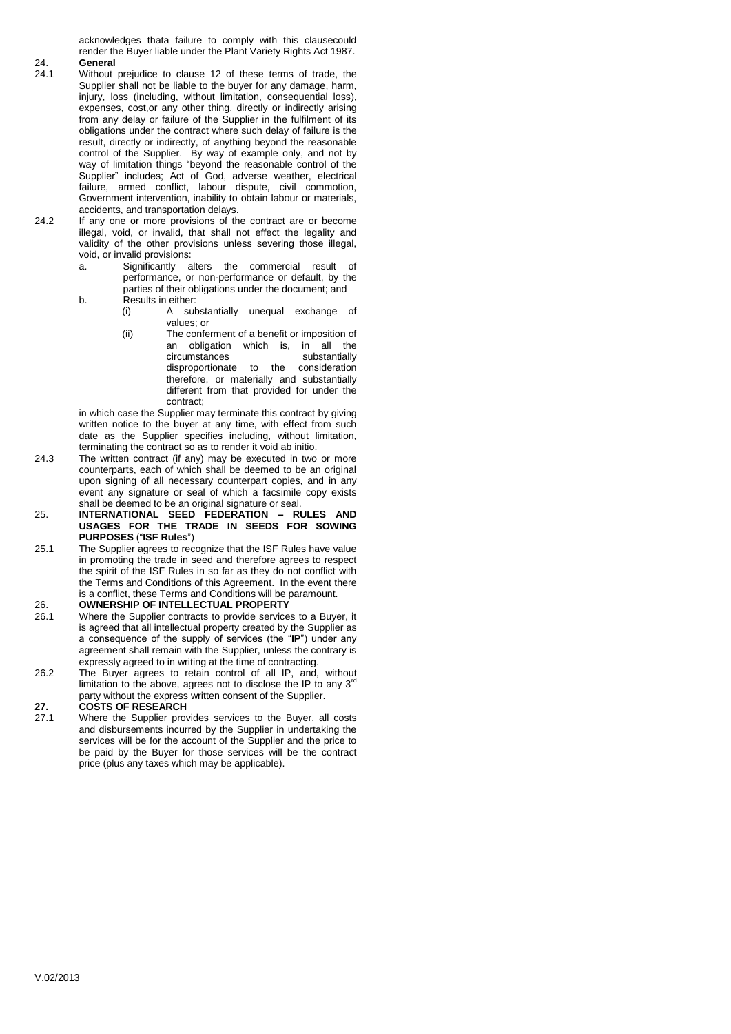acknowledges thata failure to comply with this clausecould render the Buyer liable under the Plant Variety Rights Act 1987.

24. **General**

24.1 Without prejudice to clause 12 of these terms of trade, the Supplier shall not be liable to the buyer for any damage, harm, injury, loss (including, without limitation, consequential loss), expenses, cost,or any other thing, directly or indirectly arising from any delay or failure of the Supplier in the fulfilment of its obligations under the contract where such delay of failure is the result, directly or indirectly, of anything beyond the reasonable control of the Supplier. By way of example only, and not by way of limitation things "beyond the reasonable control of the Supplier" includes; Act of God, adverse weather, electrical failure, armed conflict, labour dispute, civil commotion, Government intervention, inability to obtain labour or materials, accidents, and transportation delays.

24.2 If any one or more provisions of the contract are or become illegal, void, or invalid, that shall not effect the legality and validity of the other provisions unless severing those illegal, void, or invalid provisions:

a. Significantly alters the commercial result of performance, or non-performance or default, by the parties of their obligations under the document; and

b. Results in either:

(i) A substantially unequal exchange of values; or

(ii) The conferment of a benefit or imposition of an obligation which is, in all the circumstances substantially disproportionate to the consideration therefore, or materially and substantially different from that provided for under the contract;

in which case the Supplier may terminate this contract by giving written notice to the buyer at any time, with effect from such date as the Supplier specifies including, without limitation, terminating the contract so as to render it void ab initio.

24.3 The written contract (if any) may be executed in two or more counterparts, each of which shall be deemed to be an original upon signing of all necessary counterpart copies, and in any event any signature or seal of which a facsimile copy exists shall be deemed to be an original signature or seal.

25. **INTERNATIONAL SEED FEDERATION – RULES AND USAGES FOR THE TRADE IN SEEDS FOR SOWING PURPOSES** ("**ISF Rules**")

25.1 The Supplier agrees to recognize that the ISF Rules have value in promoting the trade in seed and therefore agrees to respect the spirit of the ISF Rules in so far as they do not conflict with the Terms and Conditions of this Agreement. In the event there is a conflict, these Terms and Conditions will be paramount.

26. **OWNERSHIP OF INTELLECTUAL PROPERTY**

26.1 Where the Supplier contracts to provide services to a Buyer, it is agreed that all intellectual property created by the Supplier as a consequence of the supply of services (the "**IP**") under any agreement shall remain with the Supplier, unless the contrary is expressly agreed to in writing at the time of contracting.

26.2 The Buyer agrees to retain control of all IP, and, without limitation to the above, agrees not to disclose the IP to any 3rd party without the express written consent of the Supplier.

**27. COSTS OF RESEARCH**

27.1 Where the Supplier provides services to the Buyer, all costs and disbursements incurred by the Supplier in undertaking the services will be for the account of the Supplier and the price to be paid by the Buyer for those services will be the contract price (plus any taxes which may be applicable).

V.02/2013